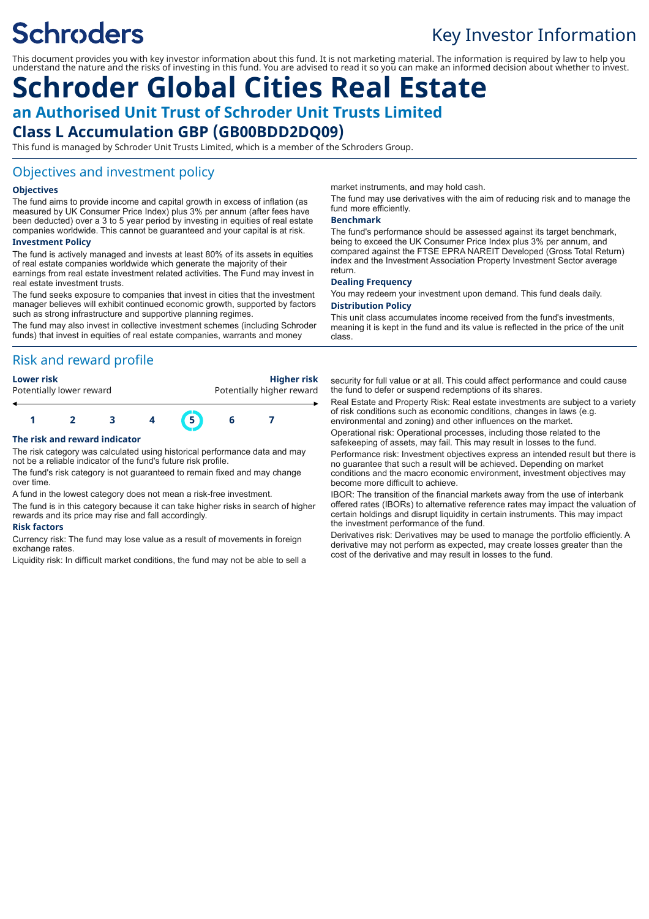Schroders

Key Investor Information

This document provides you with key investor information about this fund. It is not marketing material. The information is required by law to help you understand the nature and the risks of investing in this fund. You are advised to read it so you can make an informed decision about whether to invest.

# Schroder Global Cities Real Estate

## an Authorised Unit Trust of Schroder Unit Trusts Limited

## Class L Accumulation GBP (GB00BDD2DQ09)

This fund is managed by Schroder Unit Trusts Limited, which is a member of the Schroders Group.

## Objectives and investment policy

### Objectives

The fund aims to provide income and capital growth in excess of inflation (as measured by UK Consumer Price Index) plus 3% per annum (after fees have been deducted) over a 3 to 5 year period by investing in equities of real estate companies worldwide. This cannot be guaranteed and your capital is at risk.

### Investment Policy

The fund is actively managed and invests at least 80% of its assets in equities of real estate companies worldwide which generate the majority of their earnings from real estate investment related activities. The Fund may invest in real estate investment trusts.

The fund seeks exposure to companies that invest in cities that the investment manager believes will exhibit continued economic growth, supported by factors such as strong infrastructure and supportive planning regimes.

The fund may also invest in collective investment schemes (including Schroder funds) that invest in equities of real estate companies, warrants and money market instruments, and may hold cash.

The fund may use derivatives with the aim of reducing risk and to manage the fund more efficiently.

### Benchmark

The fund's performance should be assessed against its target benchmark, being to exceed the UK Consumer Price Index plus 3% per annum, and compared against the FTSE EPRA NAREIT Developed (Gross Total Return) index and the Investment Association Property Investment Sector average return.

### Dealing Frequency

You may redeem your investment upon demand. This fund deals daily.

### Distribution Policy

This unit class accumulates income received from the fund's investments, meaning it is kept in the fund and its value is reflected in the price of the unit class.

## Risk and reward profile

| **Lower risk** | | | | | | **Higher risk** |
|---|---|---|---|---|---|---|
| Potentially lower reward | | | | | | Potentially higher reward |
| 1 | 2 | 3 | 4 | **5** | 6 | 7 |

### The risk and reward indicator

The risk category was calculated using historical performance data and may not be a reliable indicator of the fund's future risk profile.

The fund's risk category is not guaranteed to remain fixed and may change over time.

A fund in the lowest category does not mean a risk-free investment.

The fund is in this category because it can take higher risks in search of higher rewards and its price may rise and fall accordingly.

### Risk factors

Currency risk: The fund may lose value as a result of movements in foreign exchange rates.

Liquidity risk: In difficult market conditions, the fund may not be able to sell a security for full value or at all. This could affect performance and could cause the fund to defer or suspend redemptions of its shares.

Real Estate and Property Risk: Real estate investments are subject to a variety of risk conditions such as economic conditions, changes in laws (e.g. environmental and zoning) and other influences on the market.

Operational risk: Operational processes, including those related to the safekeeping of assets, may fail. This may result in losses to the fund.

Performance risk: Investment objectives express an intended result but there is no guarantee that such a result will be achieved. Depending on market conditions and the macro economic environment, investment objectives may become more difficult to achieve.

IBOR: The transition of the financial markets away from the use of interbank offered rates (IBORs) to alternative reference rates may impact the valuation of certain holdings and disrupt liquidity in certain instruments. This may impact the investment performance of the fund.

Derivatives risk: Derivatives may be used to manage the portfolio efficiently. A derivative may not perform as expected, may create losses greater than the cost of the derivative and may result in losses to the fund.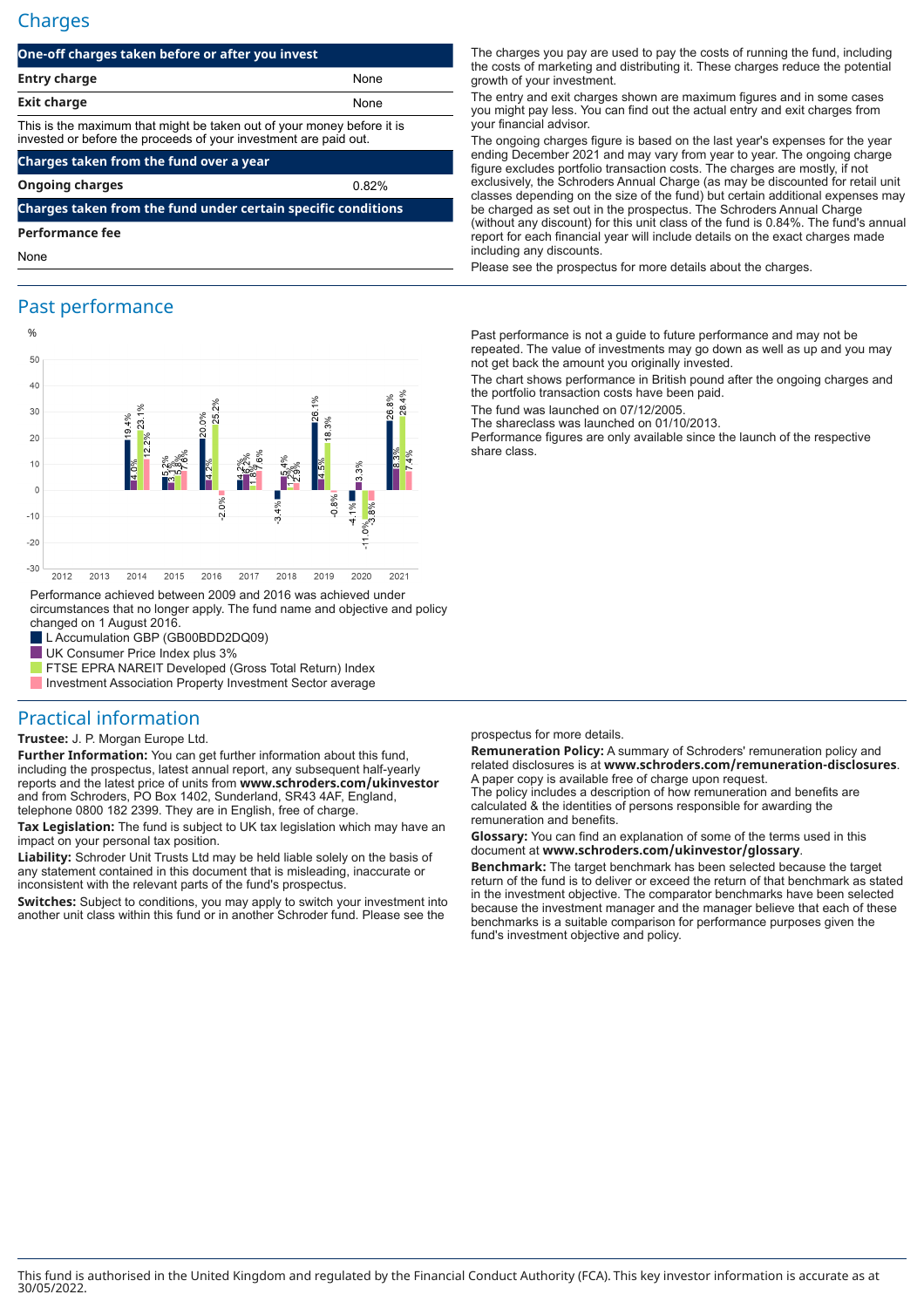## Charges

| One-off charges taken before or after you invest | |
|---|---|
| **Entry charge** | None |
| **Exit charge** | None |
| This is the maximum that might be taken out of your money before it is invested or before the proceeds of your investment are paid out. | |
| **Charges taken from the fund over a year** | |
| **Ongoing charges** | 0.82% |
| **Charges taken from the fund under certain specific conditions** | |
| **Performance fee** | |
| None | |

The charges you pay are used to pay the costs of running the fund, including the costs of marketing and distributing it. These charges reduce the potential growth of your investment.

The entry and exit charges shown are maximum figures and in some cases you might pay less. You can find out the actual entry and exit charges from your financial advisor.

The ongoing charges figure is based on the last year's expenses for the year ending December 2021 and may vary from year to year. The ongoing charge figure excludes portfolio transaction costs. The charges are mostly, if not exclusively, the Schroders Annual Charge (as may be discounted for retail unit classes depending on the size of the fund) but certain additional expenses may be charged as set out in the prospectus. The Schroders Annual Charge (without any discount) for this unit class of the fund is 0.84%. The fund's annual report for each financial year will include details on the exact charges made including any discounts.

Please see the prospectus for more details about the charges.

## Past performance

%

50
40
30
20
10
0
-10
-20
-30

2012 2013 2014 2015 2016 2017 2018 2019 2020 2021

19.4% 4.0% 23.1% 12.2%
5.2% 3.1% 5.8% 7.6%
20.0% 4.2% 25.2% -2.0%
4.2% 6.2% 1.8% 7.6%
-3.4% 5.4% 1.2% 2.9%
26.1% 4.5% 18.3% -0.8%
-4.1% 3.3% -11.0% -3.8%
26.8% 8.3% 28.4% 7.4%

Performance achieved between 2009 and 2016 was achieved under circumstances that no longer apply. The fund name and objective and policy changed on 1 August 2016.

- L Accumulation GBP (GB00BDD2DQ09)
- UK Consumer Price Index plus 3%
- FTSE EPRA NAREIT Developed (Gross Total Return) Index
- Investment Association Property Investment Sector average

Past performance is not a guide to future performance and may not be repeated. The value of investments may go down as well as up and you may not get back the amount you originally invested.

The chart shows performance in British pound after the ongoing charges and the portfolio transaction costs have been paid.

The fund was launched on 07/12/2005.
The shareclass was launched on 01/10/2013.
Performance figures are only available since the launch of the respective share class.

## Practical information

**Trustee:** J. P. Morgan Europe Ltd.

**Further Information:** You can get further information about this fund, including the prospectus, latest annual report, any subsequent half-yearly reports and the latest price of units from **www.schroders.com/ukinvestor** and from Schroders, PO Box 1402, Sunderland, SR43 4AF, England, telephone 0800 182 2399. They are in English, free of charge.

**Tax Legislation:** The fund is subject to UK tax legislation which may have an impact on your personal tax position.

**Liability:** Schroder Unit Trusts Ltd may be held liable solely on the basis of any statement contained in this document that is misleading, inaccurate or inconsistent with the relevant parts of the fund's prospectus.

**Switches:** Subject to conditions, you may apply to switch your investment into another unit class within this fund or in another Schroder fund. Please see the prospectus for more details.

**Remuneration Policy:** A summary of Schroders' remuneration policy and related disclosures is at **www.schroders.com/remuneration-disclosures**. A paper copy is available free of charge upon request.
The policy includes a description of how remuneration and benefits are calculated & the identities of persons responsible for awarding the remuneration and benefits.

**Glossary:** You can find an explanation of some of the terms used in this document at **www.schroders.com/ukinvestor/glossary**.

**Benchmark:** The target benchmark has been selected because the target return of the fund is to deliver or exceed the return of that benchmark as stated in the investment objective. The comparator benchmarks have been selected because the investment manager and the manager believe that each of these benchmarks is a suitable comparison for performance purposes given the fund's investment objective and policy.

This fund is authorised in the United Kingdom and regulated by the Financial Conduct Authority (FCA). This key investor information is accurate as at 30/05/2022.